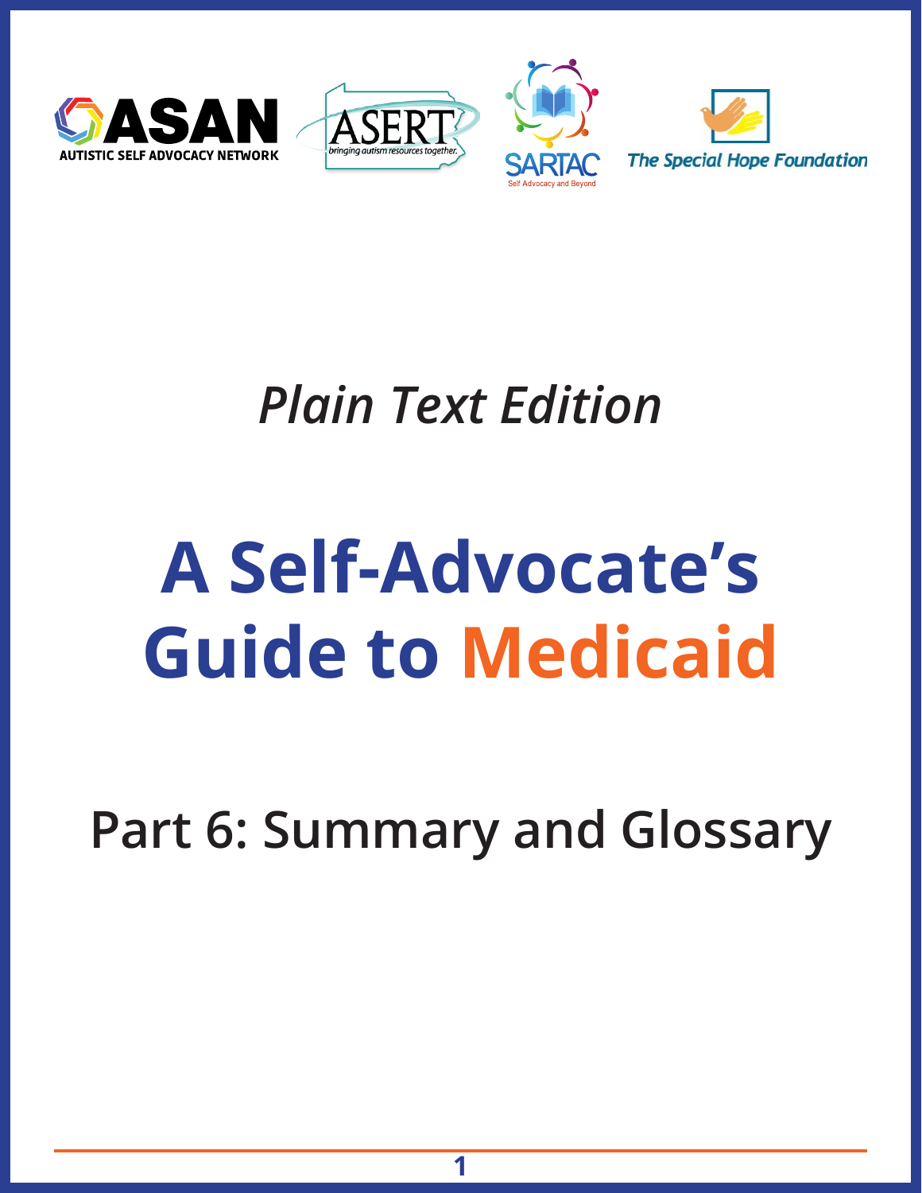ASAN AUTISTIC SELF ADVOCACY NETWORK

ASERT bringing autism resources together.

SARTAC Self Advocacy and Beyond

The Special Hope Foundation

*Plain Text Edition*

# A Self-Advocate's Guide to Medicaid

## Part 6: Summary and Glossary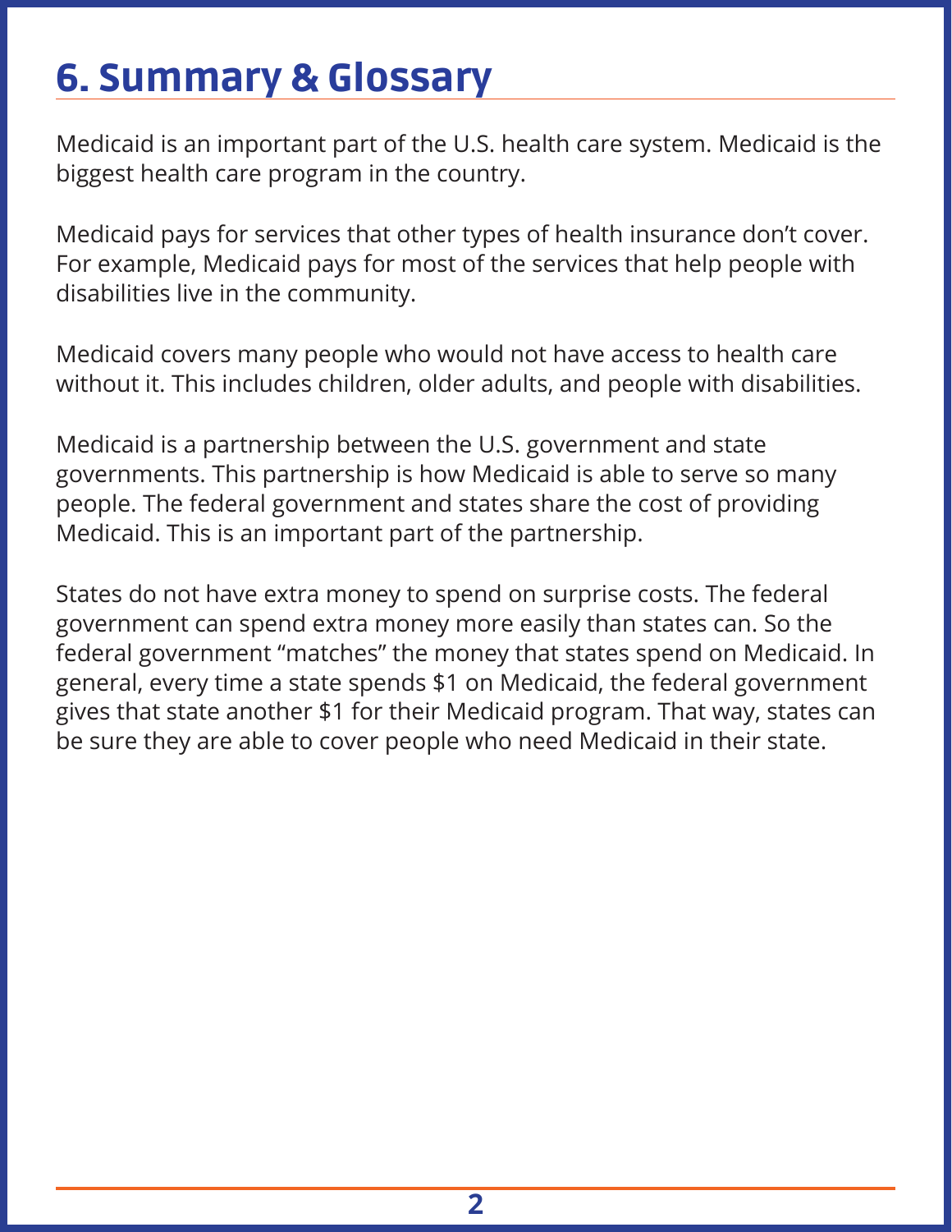# 6. Summary & Glossary

Medicaid is an important part of the U.S. health care system. Medicaid is the biggest health care program in the country.

Medicaid pays for services that other types of health insurance don't cover. For example, Medicaid pays for most of the services that help people with disabilities live in the community.

Medicaid covers many people who would not have access to health care without it. This includes children, older adults, and people with disabilities.

Medicaid is a partnership between the U.S. government and state governments. This partnership is how Medicaid is able to serve so many people. The federal government and states share the cost of providing Medicaid. This is an important part of the partnership.

States do not have extra money to spend on surprise costs. The federal government can spend extra money more easily than states can. So the federal government "matches" the money that states spend on Medicaid. In general, every time a state spends $1 on Medicaid, the federal government gives that state another $1 for their Medicaid program. That way, states can be sure they are able to cover people who need Medicaid in their state.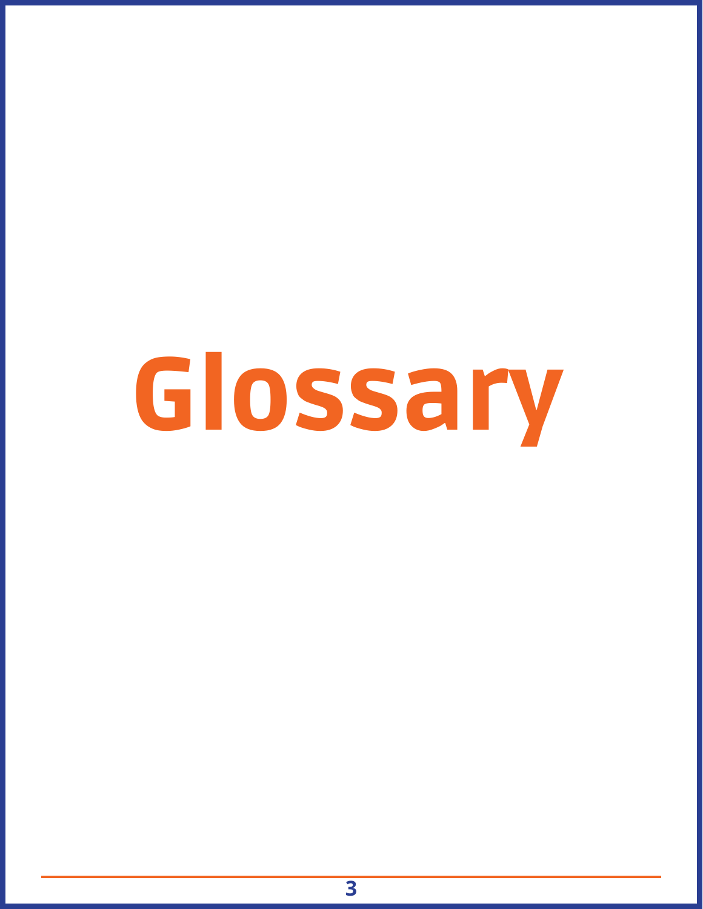# Glossary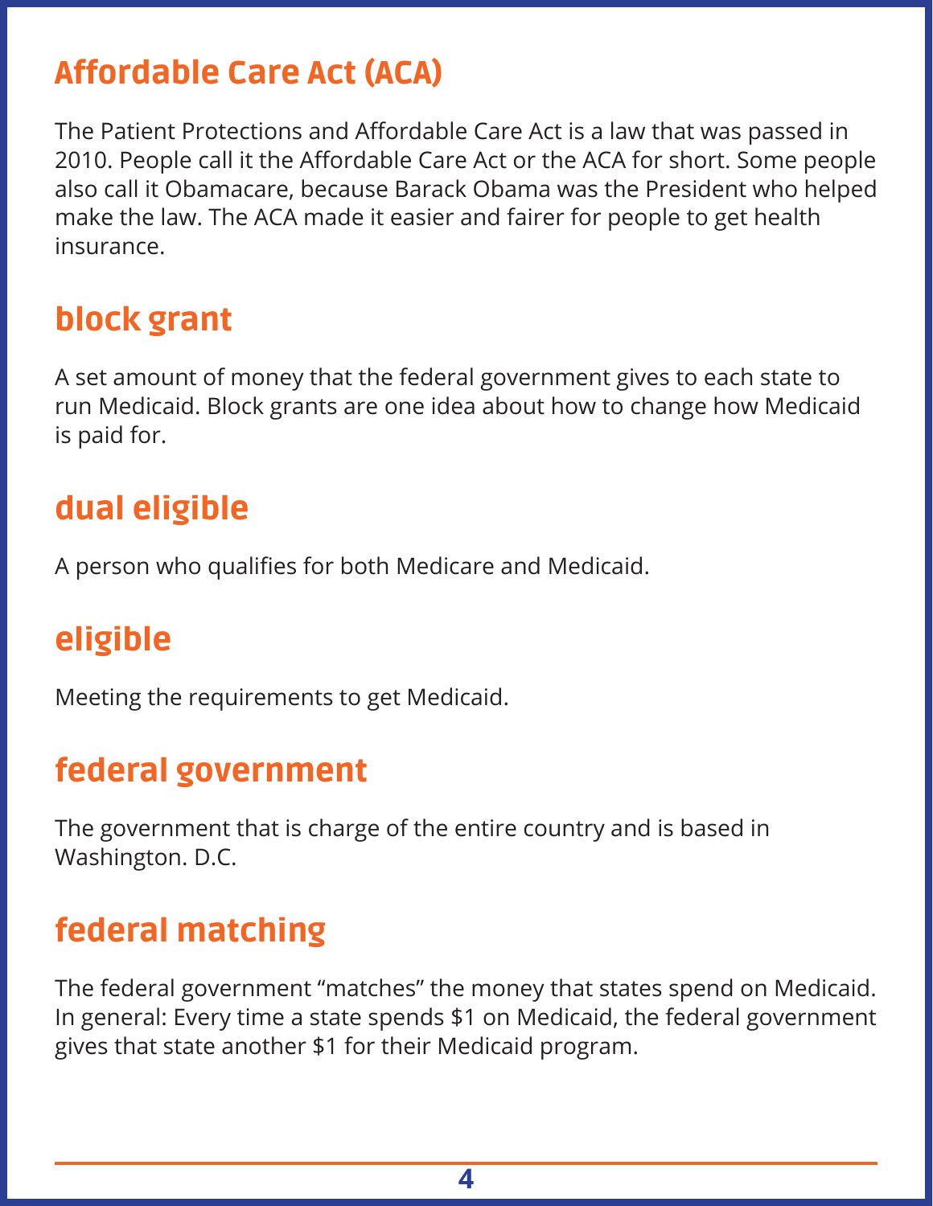## Affordable Care Act (ACA)

The Patient Protections and Affordable Care Act is a law that was passed in 2010. People call it the Affordable Care Act or the ACA for short. Some people also call it Obamacare, because Barack Obama was the President who helped make the law. The ACA made it easier and fairer for people to get health insurance.

## block grant

A set amount of money that the federal government gives to each state to run Medicaid. Block grants are one idea about how to change how Medicaid is paid for.

## dual eligible

A person who qualifies for both Medicare and Medicaid.

## eligible

Meeting the requirements to get Medicaid.

## federal government

The government that is charge of the entire country and is based in Washington. D.C.

## federal matching

The federal government "matches" the money that states spend on Medicaid. In general: Every time a state spends $1 on Medicaid, the federal government gives that state another $1 for their Medicaid program.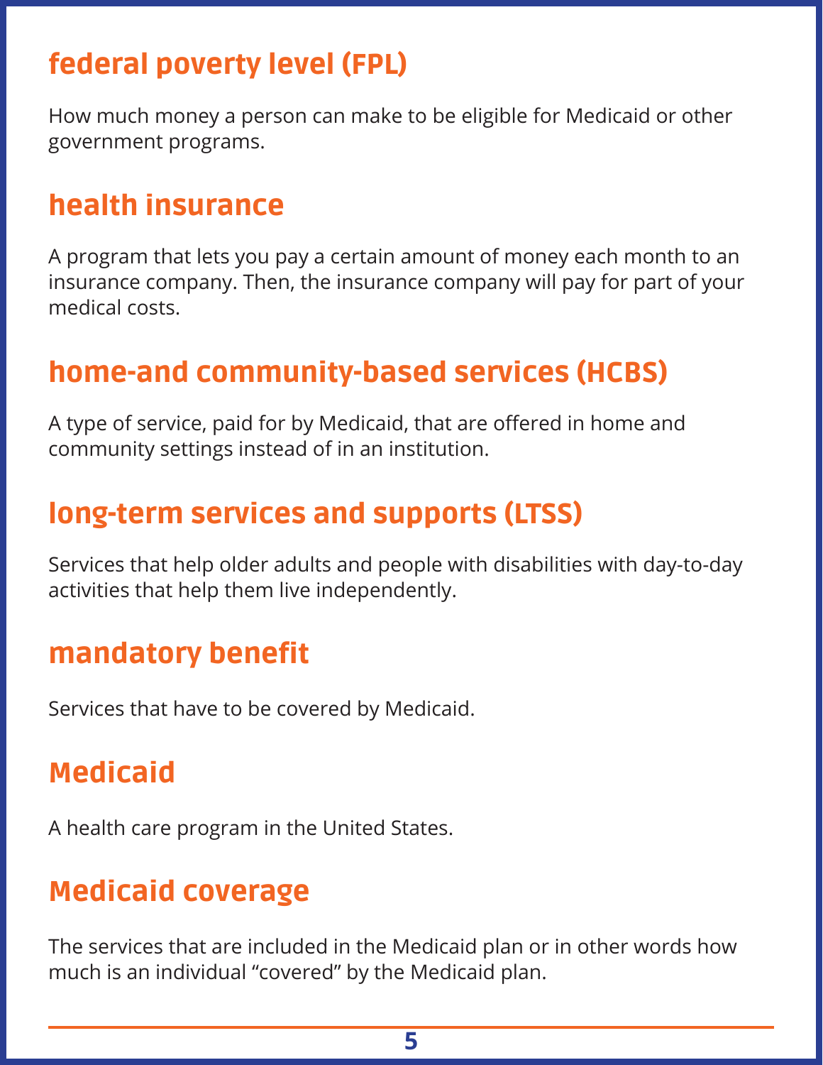## federal poverty level (FPL)

How much money a person can make to be eligible for Medicaid or other government programs.

## health insurance

A program that lets you pay a certain amount of money each month to an insurance company. Then, the insurance company will pay for part of your medical costs.

## home-and community-based services (HCBS)

A type of service, paid for by Medicaid, that are offered in home and community settings instead of in an institution.

## long-term services and supports (LTSS)

Services that help older adults and people with disabilities with day-to-day activities that help them live independently.

## mandatory benefit

Services that have to be covered by Medicaid.

## Medicaid

A health care program in the United States.

## Medicaid coverage

The services that are included in the Medicaid plan or in other words how much is an individual "covered" by the Medicaid plan.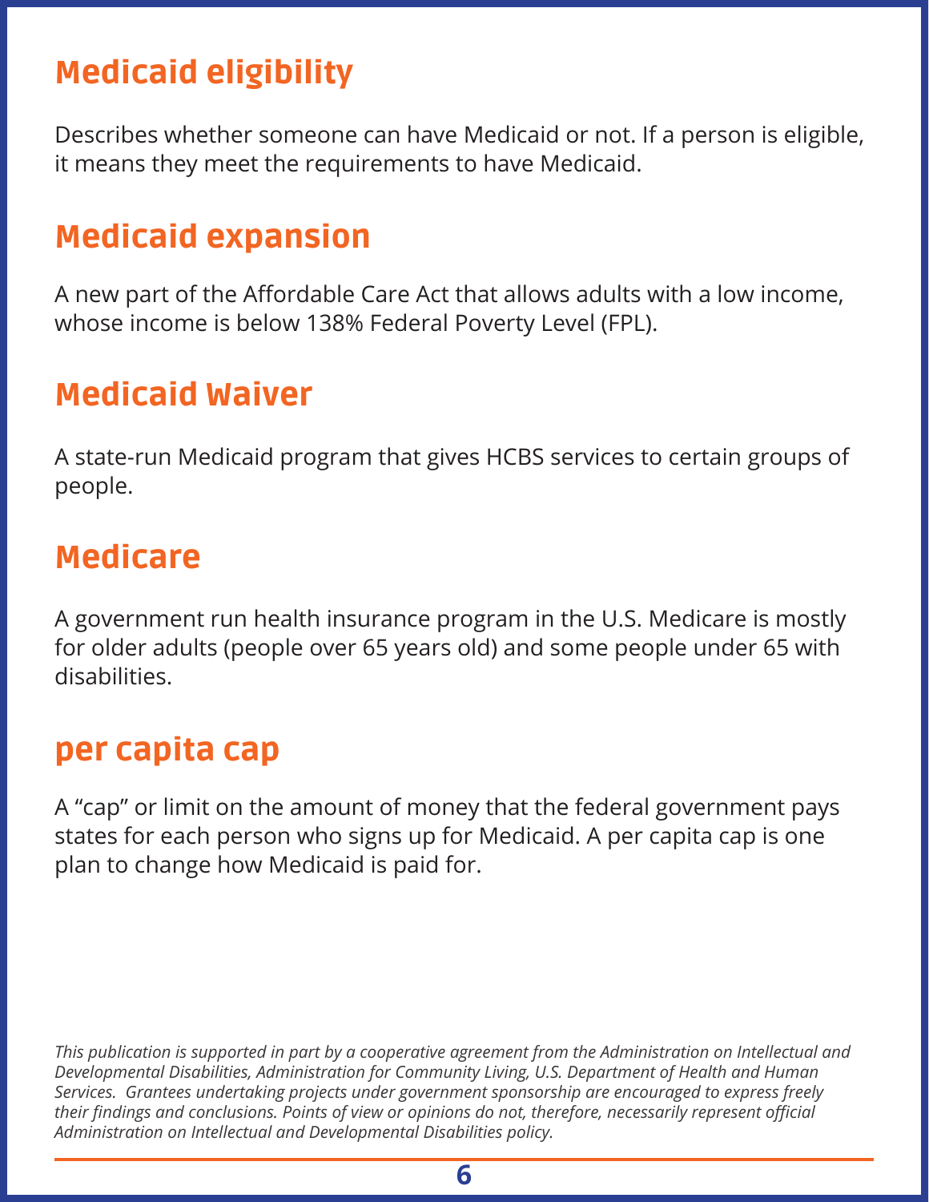## Medicaid eligibility

Describes whether someone can have Medicaid or not. If a person is eligible, it means they meet the requirements to have Medicaid.

## Medicaid expansion

A new part of the Affordable Care Act that allows adults with a low income, whose income is below 138% Federal Poverty Level (FPL).

## Medicaid Waiver

A state-run Medicaid program that gives HCBS services to certain groups of people.

## Medicare

A government run health insurance program in the U.S. Medicare is mostly for older adults (people over 65 years old) and some people under 65 with disabilities.

## per capita cap

A “cap” or limit on the amount of money that the federal government pays states for each person who signs up for Medicaid. A per capita cap is one plan to change how Medicaid is paid for.

*This publication is supported in part by a cooperative agreement from the Administration on Intellectual and Developmental Disabilities, Administration for Community Living, U.S. Department of Health and Human Services. Grantees undertaking projects under government sponsorship are encouraged to express freely their findings and conclusions. Points of view or opinions do not, therefore, necessarily represent official Administration on Intellectual and Developmental Disabilities policy.*